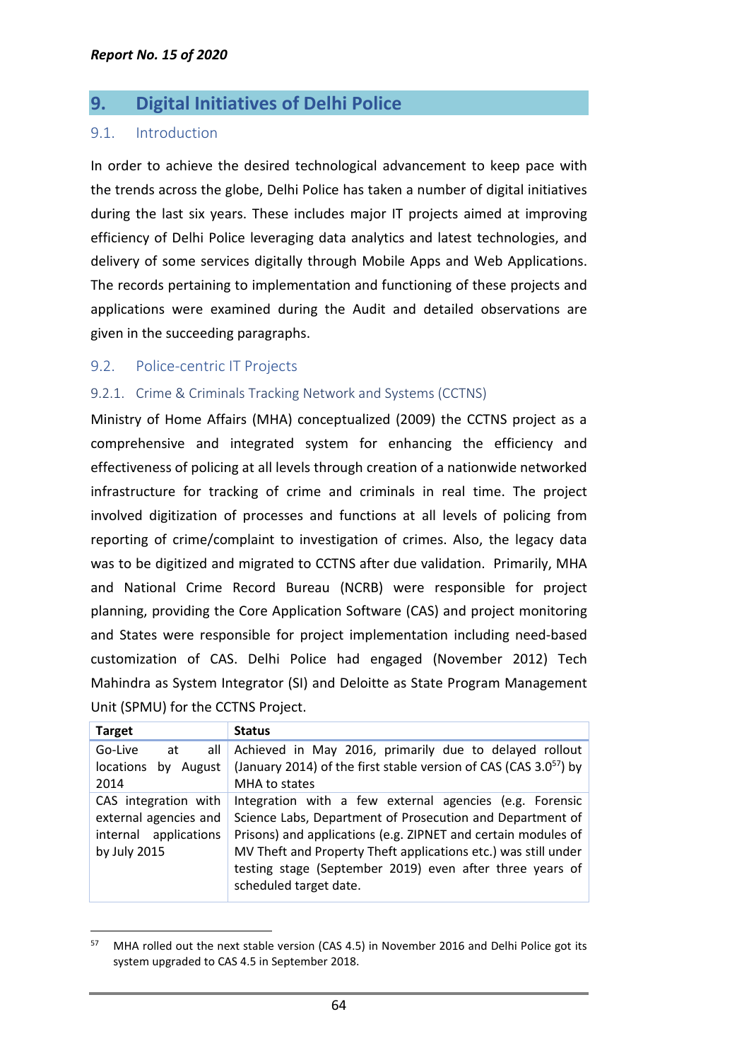## 9. Digital Initiatives of Delhi Police

### 9.1. Introduction

In order to achieve the desired technological advancement to keep pace with the trends across the globe, Delhi Police has taken a number of digital initiatives during the last six years. These includes major IT projects aimed at improving efficiency of Delhi Police leveraging data analytics and latest technologies, and delivery of some services digitally through Mobile Apps and Web Applications. The records pertaining to implementation and functioning of these projects and applications were examined during the Audit and detailed observations are given in the succeeding paragraphs.

### 9.2. Police-centric IT Projects

#### 9.2.1. Crime & Criminals Tracking Network and Systems (CCTNS)

Ministry of Home Affairs (MHA) conceptualized (2009) the CCTNS project as a comprehensive and integrated system for enhancing the efficiency and effectiveness of policing at all levels through creation of a nationwide networked infrastructure for tracking of crime and criminals in real time. The project involved digitization of processes and functions at all levels of policing from reporting of crime/complaint to investigation of crimes. Also, the legacy data was to be digitized and migrated to CCTNS after due validation. Primarily, MHA and National Crime Record Bureau (NCRB) were responsible for project planning, providing the Core Application Software (CAS) and project monitoring and States were responsible for project implementation including need-based customization of CAS. Delhi Police had engaged (November 2012) Tech Mahindra as System Integrator (SI) and Deloitte as State Program Management Unit (SPMU) for the CCTNS Project.

| Target | Status |
|---|---|
| Go-Live at all locations by August 2014 | Achieved in May 2016, primarily due to delayed rollout (January 2014) of the first stable version of CAS (CAS 3.0[57]) by MHA to states |
| CAS integration with external agencies and internal applications by July 2015 | Integration with a few external agencies (e.g. Forensic Science Labs, Department of Prosecution and Department of Prisons) and applications (e.g. ZIPNET and certain modules of MV Theft and Property Theft applications etc.) was still under testing stage (September 2019) even after three years of scheduled target date. |

[57] MHA rolled out the next stable version (CAS 4.5) in November 2016 and Delhi Police got its system upgraded to CAS 4.5 in September 2018.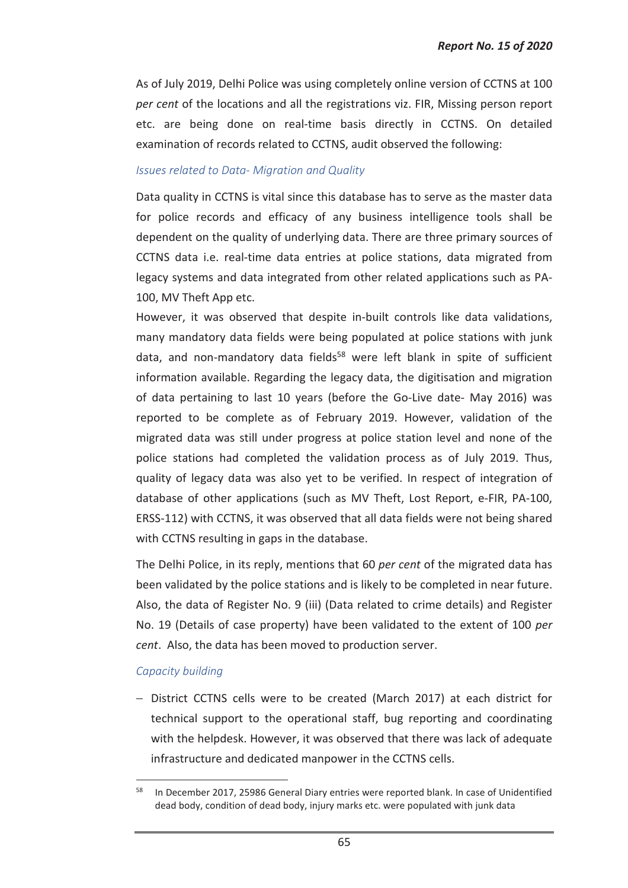As of July 2019, Delhi Police was using completely online version of CCTNS at 100 *per cent* of the locations and all the registrations viz. FIR, Missing person report etc. are being done on real-time basis directly in CCTNS. On detailed examination of records related to CCTNS, audit observed the following:

*Issues related to Data- Migration and Quality*

Data quality in CCTNS is vital since this database has to serve as the master data for police records and efficacy of any business intelligence tools shall be dependent on the quality of underlying data. There are three primary sources of CCTNS data i.e. real-time data entries at police stations, data migrated from legacy systems and data integrated from other related applications such as PA-100, MV Theft App etc.

However, it was observed that despite in-built controls like data validations, many mandatory data fields were being populated at police stations with junk data, and non-mandatory data fields[58] were left blank in spite of sufficient information available. Regarding the legacy data, the digitisation and migration of data pertaining to last 10 years (before the Go-Live date- May 2016) was reported to be complete as of February 2019. However, validation of the migrated data was still under progress at police station level and none of the police stations had completed the validation process as of July 2019. Thus, quality of legacy data was also yet to be verified. In respect of integration of database of other applications (such as MV Theft, Lost Report, e-FIR, PA-100, ERSS-112) with CCTNS, it was observed that all data fields were not being shared with CCTNS resulting in gaps in the database.

The Delhi Police, in its reply, mentions that 60 *per cent* of the migrated data has been validated by the police stations and is likely to be completed in near future. Also, the data of Register No. 9 (iii) (Data related to crime details) and Register No. 19 (Details of case property) have been validated to the extent of 100 *per cent*. Also, the data has been moved to production server.

*Capacity building*

- District CCTNS cells were to be created (March 2017) at each district for technical support to the operational staff, bug reporting and coordinating with the helpdesk. However, it was observed that there was lack of adequate infrastructure and dedicated manpower in the CCTNS cells.

[58] In December 2017, 25986 General Diary entries were reported blank. In case of Unidentified dead body, condition of dead body, injury marks etc. were populated with junk data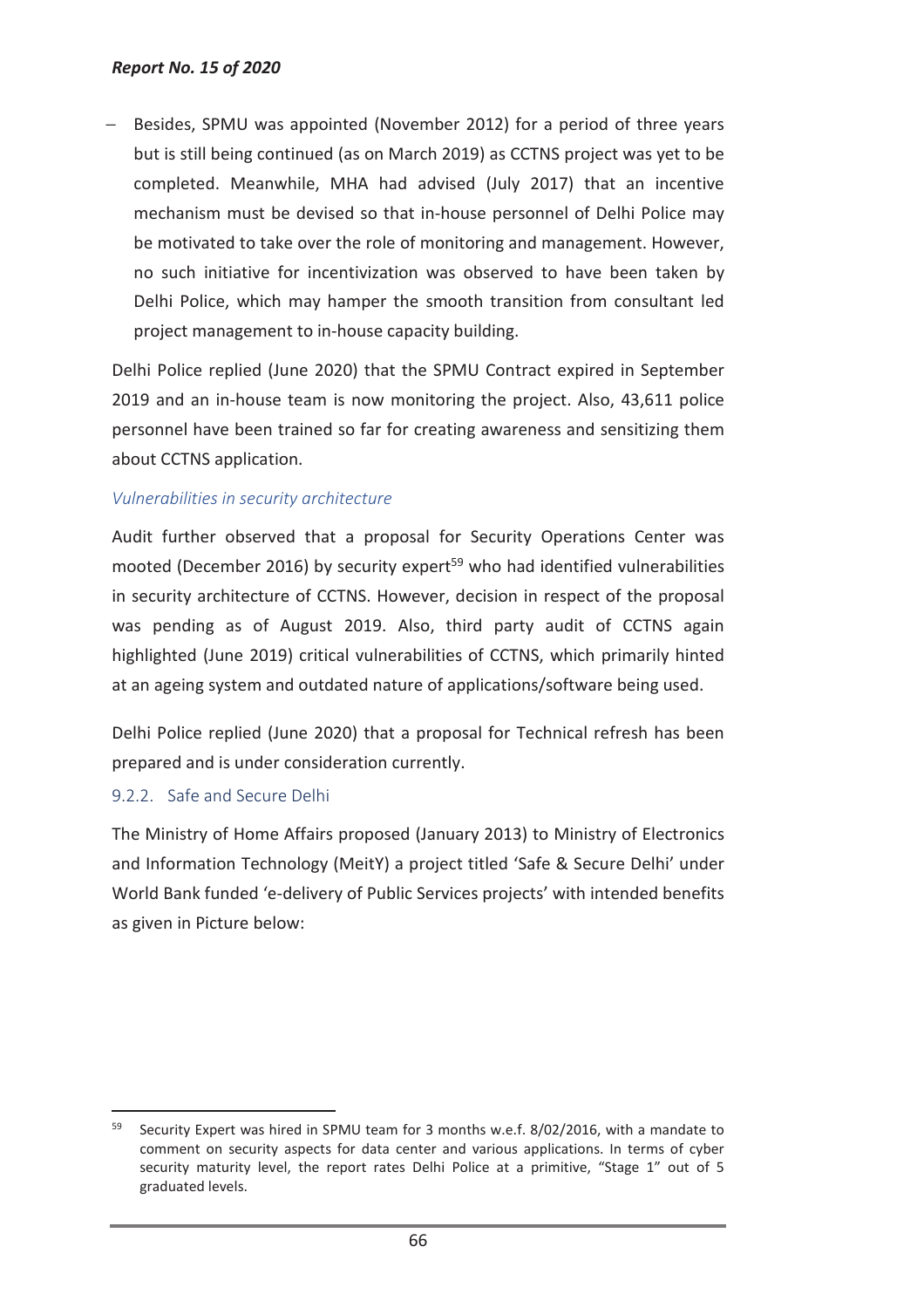- Besides, SPMU was appointed (November 2012) for a period of three years but is still being continued (as on March 2019) as CCTNS project was yet to be completed. Meanwhile, MHA had advised (July 2017) that an incentive mechanism must be devised so that in-house personnel of Delhi Police may be motivated to take over the role of monitoring and management. However, no such initiative for incentivization was observed to have been taken by Delhi Police, which may hamper the smooth transition from consultant led project management to in-house capacity building.

Delhi Police replied (June 2020) that the SPMU Contract expired in September 2019 and an in-house team is now monitoring the project. Also, 43,611 police personnel have been trained so far for creating awareness and sensitizing them about CCTNS application.

*Vulnerabilities in security architecture*

Audit further observed that a proposal for Security Operations Center was mooted (December 2016) by security expert[59] who had identified vulnerabilities in security architecture of CCTNS. However, decision in respect of the proposal was pending as of August 2019. Also, third party audit of CCTNS again highlighted (June 2019) critical vulnerabilities of CCTNS, which primarily hinted at an ageing system and outdated nature of applications/software being used.

Delhi Police replied (June 2020) that a proposal for Technical refresh has been prepared and is under consideration currently.

### 9.2.2. Safe and Secure Delhi

The Ministry of Home Affairs proposed (January 2013) to Ministry of Electronics and Information Technology (MeitY) a project titled 'Safe & Secure Delhi' under World Bank funded 'e-delivery of Public Services projects' with intended benefits as given in Picture below:

[59] Security Expert was hired in SPMU team for 3 months w.e.f. 8/02/2016, with a mandate to comment on security aspects for data center and various applications. In terms of cyber security maturity level, the report rates Delhi Police at a primitive, "Stage 1" out of 5 graduated levels.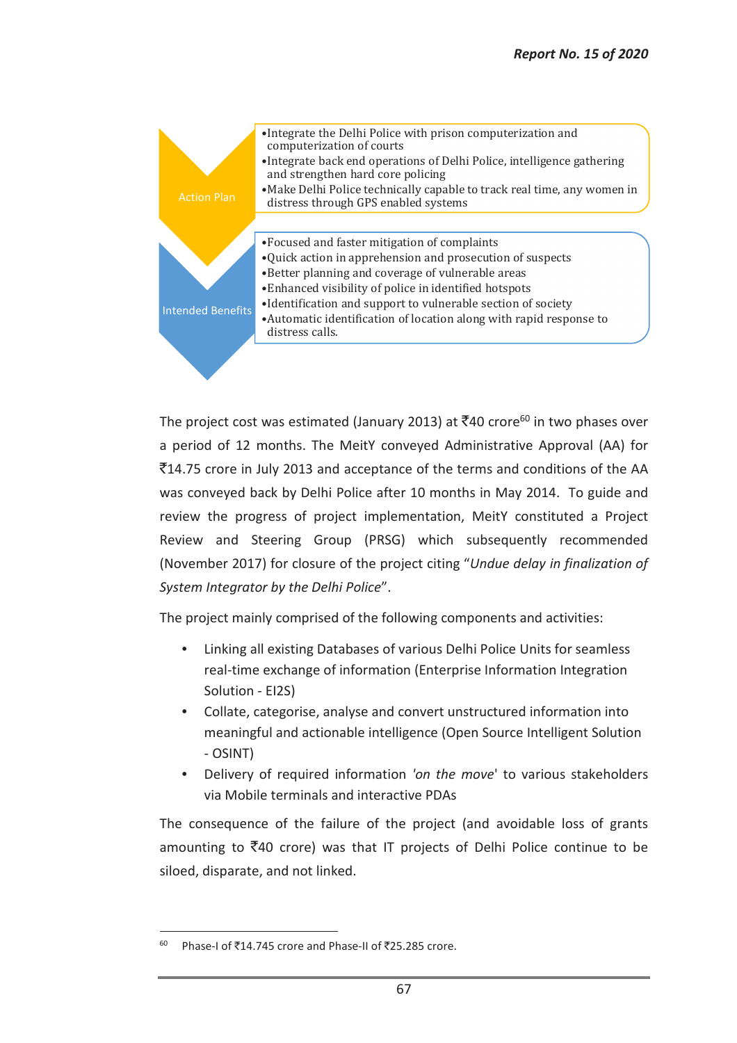**Action Plan**

- Integrate the Delhi Police with prison computerization and computerization of courts
- Integrate back end operations of Delhi Police, intelligence gathering and strengthen hard core policing
- Make Delhi Police technically capable to track real time, any women in distress through GPS enabled systems

**Intended Benefits**

- Focused and faster mitigation of complaints
- Quick action in apprehension and prosecution of suspects
- Better planning and coverage of vulnerable areas
- Enhanced visibility of police in identified hotspots
- Identification and support to vulnerable section of society
- Automatic identification of location along with rapid response to distress calls.

The project cost was estimated (January 2013) at ₹40 crore[60] in two phases over a period of 12 months. The MeitY conveyed Administrative Approval (AA) for ₹14.75 crore in July 2013 and acceptance of the terms and conditions of the AA was conveyed back by Delhi Police after 10 months in May 2014. To guide and review the progress of project implementation, MeitY constituted a Project Review and Steering Group (PRSG) which subsequently recommended (November 2017) for closure of the project citing "*Undue delay in finalization of System Integrator by the Delhi Police*".

The project mainly comprised of the following components and activities:

- Linking all existing Databases of various Delhi Police Units for seamless real-time exchange of information (Enterprise Information Integration Solution - EI2S)
- Collate, categorise, analyse and convert unstructured information into meaningful and actionable intelligence (Open Source Intelligent Solution - OSINT)
- Delivery of required information '*on the move*' to various stakeholders via Mobile terminals and interactive PDAs

The consequence of the failure of the project (and avoidable loss of grants amounting to ₹40 crore) was that IT projects of Delhi Police continue to be siloed, disparate, and not linked.

---

[60] Phase-I of ₹14.745 crore and Phase-II of ₹25.285 crore.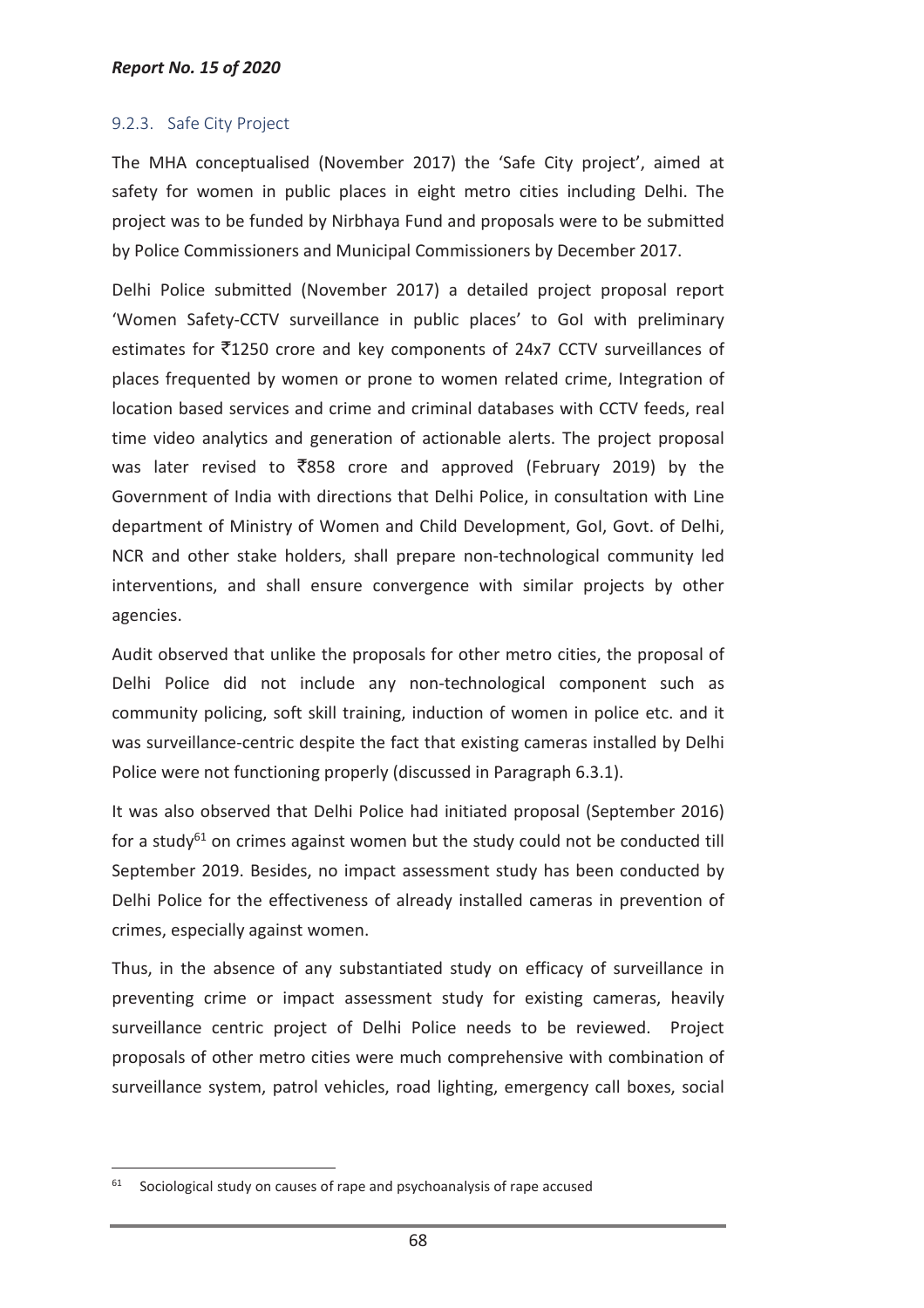### 9.2.3. Safe City Project

The MHA conceptualised (November 2017) the 'Safe City project', aimed at safety for women in public places in eight metro cities including Delhi. The project was to be funded by Nirbhaya Fund and proposals were to be submitted by Police Commissioners and Municipal Commissioners by December 2017.

Delhi Police submitted (November 2017) a detailed project proposal report 'Women Safety-CCTV surveillance in public places' to GoI with preliminary estimates for ₹1250 crore and key components of 24x7 CCTV surveillances of places frequented by women or prone to women related crime, Integration of location based services and crime and criminal databases with CCTV feeds, real time video analytics and generation of actionable alerts. The project proposal was later revised to ₹858 crore and approved (February 2019) by the Government of India with directions that Delhi Police, in consultation with Line department of Ministry of Women and Child Development, GoI, Govt. of Delhi, NCR and other stake holders, shall prepare non-technological community led interventions, and shall ensure convergence with similar projects by other agencies.

Audit observed that unlike the proposals for other metro cities, the proposal of Delhi Police did not include any non-technological component such as community policing, soft skill training, induction of women in police etc. and it was surveillance-centric despite the fact that existing cameras installed by Delhi Police were not functioning properly (discussed in Paragraph 6.3.1).

It was also observed that Delhi Police had initiated proposal (September 2016) for a study[61] on crimes against women but the study could not be conducted till September 2019. Besides, no impact assessment study has been conducted by Delhi Police for the effectiveness of already installed cameras in prevention of crimes, especially against women.

Thus, in the absence of any substantiated study on efficacy of surveillance in preventing crime or impact assessment study for existing cameras, heavily surveillance centric project of Delhi Police needs to be reviewed. Project proposals of other metro cities were much comprehensive with combination of surveillance system, patrol vehicles, road lighting, emergency call boxes, social

[61] Sociological study on causes of rape and psychoanalysis of rape accused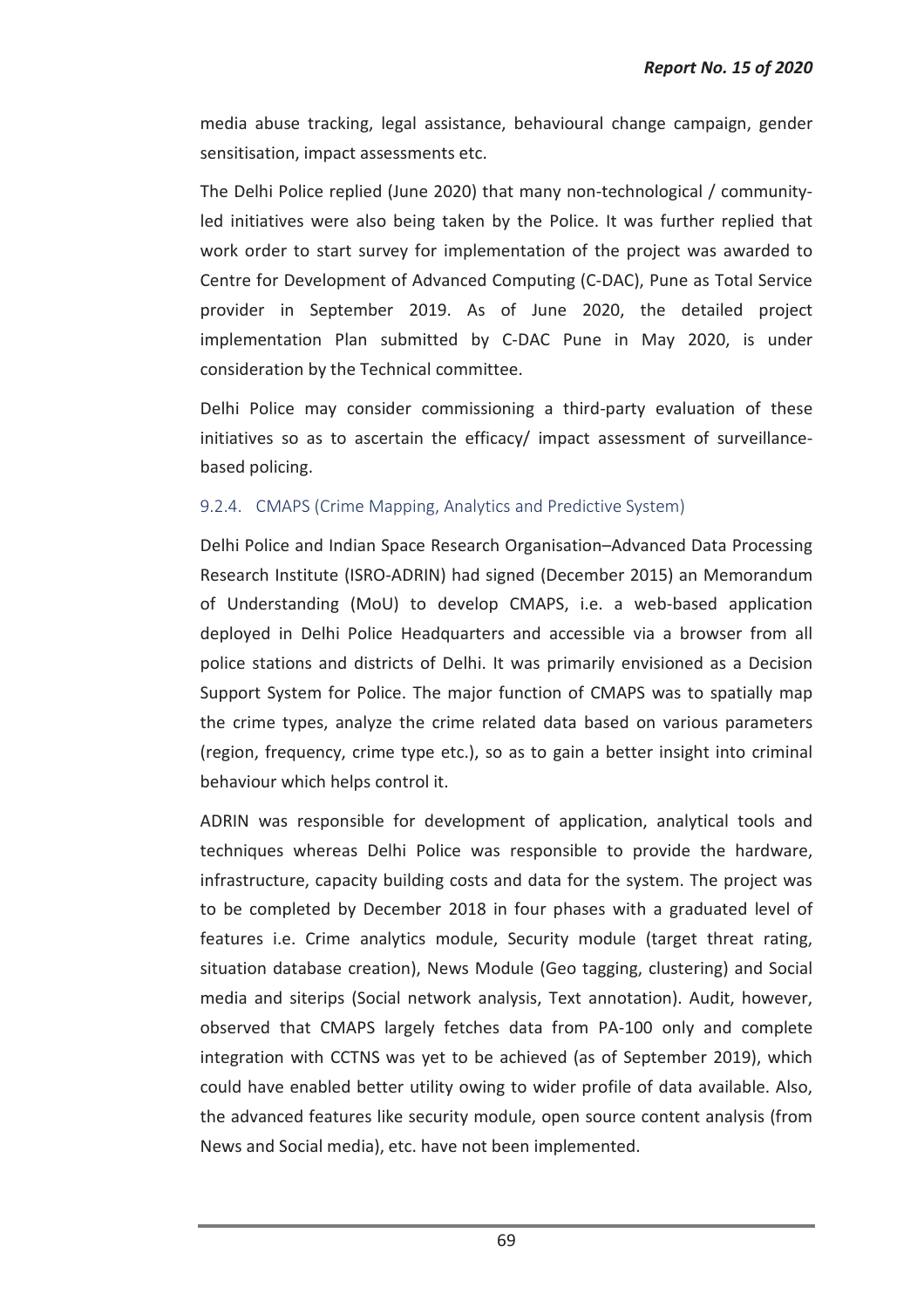media abuse tracking, legal assistance, behavioural change campaign, gender sensitisation, impact assessments etc.

The Delhi Police replied (June 2020) that many non-technological / community-led initiatives were also being taken by the Police. It was further replied that work order to start survey for implementation of the project was awarded to Centre for Development of Advanced Computing (C-DAC), Pune as Total Service provider in September 2019. As of June 2020, the detailed project implementation Plan submitted by C-DAC Pune in May 2020, is under consideration by the Technical committee.

Delhi Police may consider commissioning a third-party evaluation of these initiatives so as to ascertain the efficacy/ impact assessment of surveillance-based policing.

#### 9.2.4. CMAPS (Crime Mapping, Analytics and Predictive System)

Delhi Police and Indian Space Research Organisation–Advanced Data Processing Research Institute (ISRO-ADRIN) had signed (December 2015) an Memorandum of Understanding (MoU) to develop CMAPS, i.e. a web-based application deployed in Delhi Police Headquarters and accessible via a browser from all police stations and districts of Delhi. It was primarily envisioned as a Decision Support System for Police. The major function of CMAPS was to spatially map the crime types, analyze the crime related data based on various parameters (region, frequency, crime type etc.), so as to gain a better insight into criminal behaviour which helps control it.

ADRIN was responsible for development of application, analytical tools and techniques whereas Delhi Police was responsible to provide the hardware, infrastructure, capacity building costs and data for the system. The project was to be completed by December 2018 in four phases with a graduated level of features i.e. Crime analytics module, Security module (target threat rating, situation database creation), News Module (Geo tagging, clustering) and Social media and siterips (Social network analysis, Text annotation). Audit, however, observed that CMAPS largely fetches data from PA-100 only and complete integration with CCTNS was yet to be achieved (as of September 2019), which could have enabled better utility owing to wider profile of data available. Also, the advanced features like security module, open source content analysis (from News and Social media), etc. have not been implemented.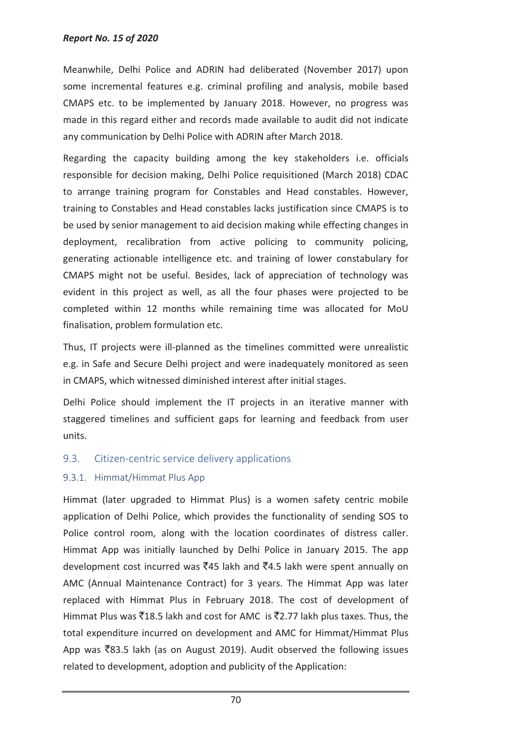Meanwhile, Delhi Police and ADRIN had deliberated (November 2017) upon some incremental features e.g. criminal profiling and analysis, mobile based CMAPS etc. to be implemented by January 2018. However, no progress was made in this regard either and records made available to audit did not indicate any communication by Delhi Police with ADRIN after March 2018.

Regarding the capacity building among the key stakeholders i.e. officials responsible for decision making, Delhi Police requisitioned (March 2018) CDAC to arrange training program for Constables and Head constables. However, training to Constables and Head constables lacks justification since CMAPS is to be used by senior management to aid decision making while effecting changes in deployment, recalibration from active policing to community policing, generating actionable intelligence etc. and training of lower constabulary for CMAPS might not be useful. Besides, lack of appreciation of technology was evident in this project as well, as all the four phases were projected to be completed within 12 months while remaining time was allocated for MoU finalisation, problem formulation etc.

Thus, IT projects were ill-planned as the timelines committed were unrealistic e.g. in Safe and Secure Delhi project and were inadequately monitored as seen in CMAPS, which witnessed diminished interest after initial stages.

Delhi Police should implement the IT projects in an iterative manner with staggered timelines and sufficient gaps for learning and feedback from user units.

## 9.3. Citizen-centric service delivery applications

### 9.3.1. Himmat/Himmat Plus App

Himmat (later upgraded to Himmat Plus) is a women safety centric mobile application of Delhi Police, which provides the functionality of sending SOS to Police control room, along with the location coordinates of distress caller. Himmat App was initially launched by Delhi Police in January 2015. The app development cost incurred was ₹45 lakh and ₹4.5 lakh were spent annually on AMC (Annual Maintenance Contract) for 3 years. The Himmat App was later replaced with Himmat Plus in February 2018. The cost of development of Himmat Plus was ₹18.5 lakh and cost for AMC is ₹2.77 lakh plus taxes. Thus, the total expenditure incurred on development and AMC for Himmat/Himmat Plus App was ₹83.5 lakh (as on August 2019). Audit observed the following issues related to development, adoption and publicity of the Application: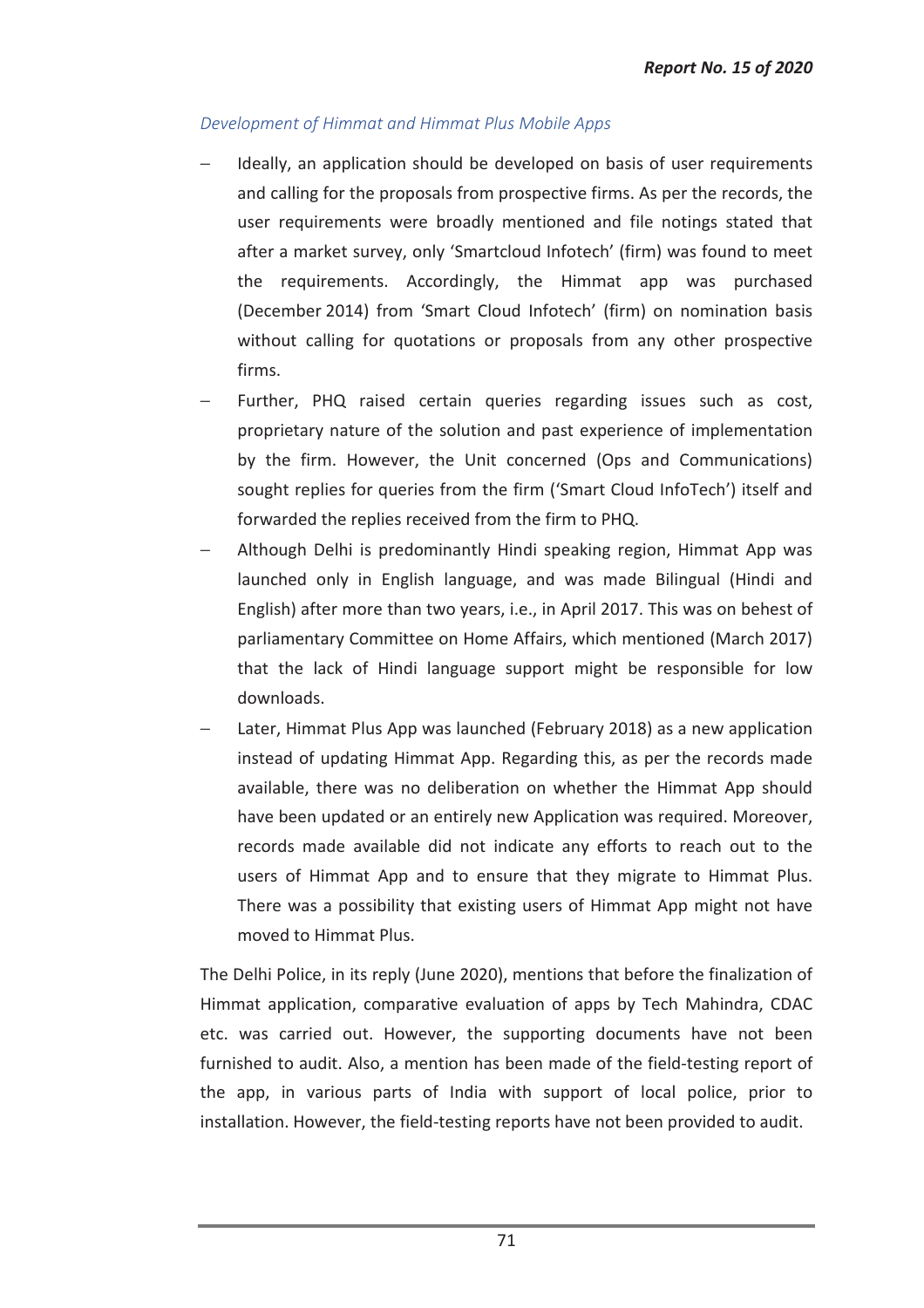*Development of Himmat and Himmat Plus Mobile Apps*

- Ideally, an application should be developed on basis of user requirements and calling for the proposals from prospective firms. As per the records, the user requirements were broadly mentioned and file notings stated that after a market survey, only 'Smartcloud Infotech' (firm) was found to meet the requirements. Accordingly, the Himmat app was purchased (December 2014) from 'Smart Cloud Infotech' (firm) on nomination basis without calling for quotations or proposals from any other prospective firms.
- Further, PHQ raised certain queries regarding issues such as cost, proprietary nature of the solution and past experience of implementation by the firm. However, the Unit concerned (Ops and Communications) sought replies for queries from the firm ('Smart Cloud InfoTech') itself and forwarded the replies received from the firm to PHQ.
- Although Delhi is predominantly Hindi speaking region, Himmat App was launched only in English language, and was made Bilingual (Hindi and English) after more than two years, i.e., in April 2017. This was on behest of parliamentary Committee on Home Affairs, which mentioned (March 2017) that the lack of Hindi language support might be responsible for low downloads.
- Later, Himmat Plus App was launched (February 2018) as a new application instead of updating Himmat App. Regarding this, as per the records made available, there was no deliberation on whether the Himmat App should have been updated or an entirely new Application was required. Moreover, records made available did not indicate any efforts to reach out to the users of Himmat App and to ensure that they migrate to Himmat Plus. There was a possibility that existing users of Himmat App might not have moved to Himmat Plus.

The Delhi Police, in its reply (June 2020), mentions that before the finalization of Himmat application, comparative evaluation of apps by Tech Mahindra, CDAC etc. was carried out. However, the supporting documents have not been furnished to audit. Also, a mention has been made of the field-testing report of the app, in various parts of India with support of local police, prior to installation. However, the field-testing reports have not been provided to audit.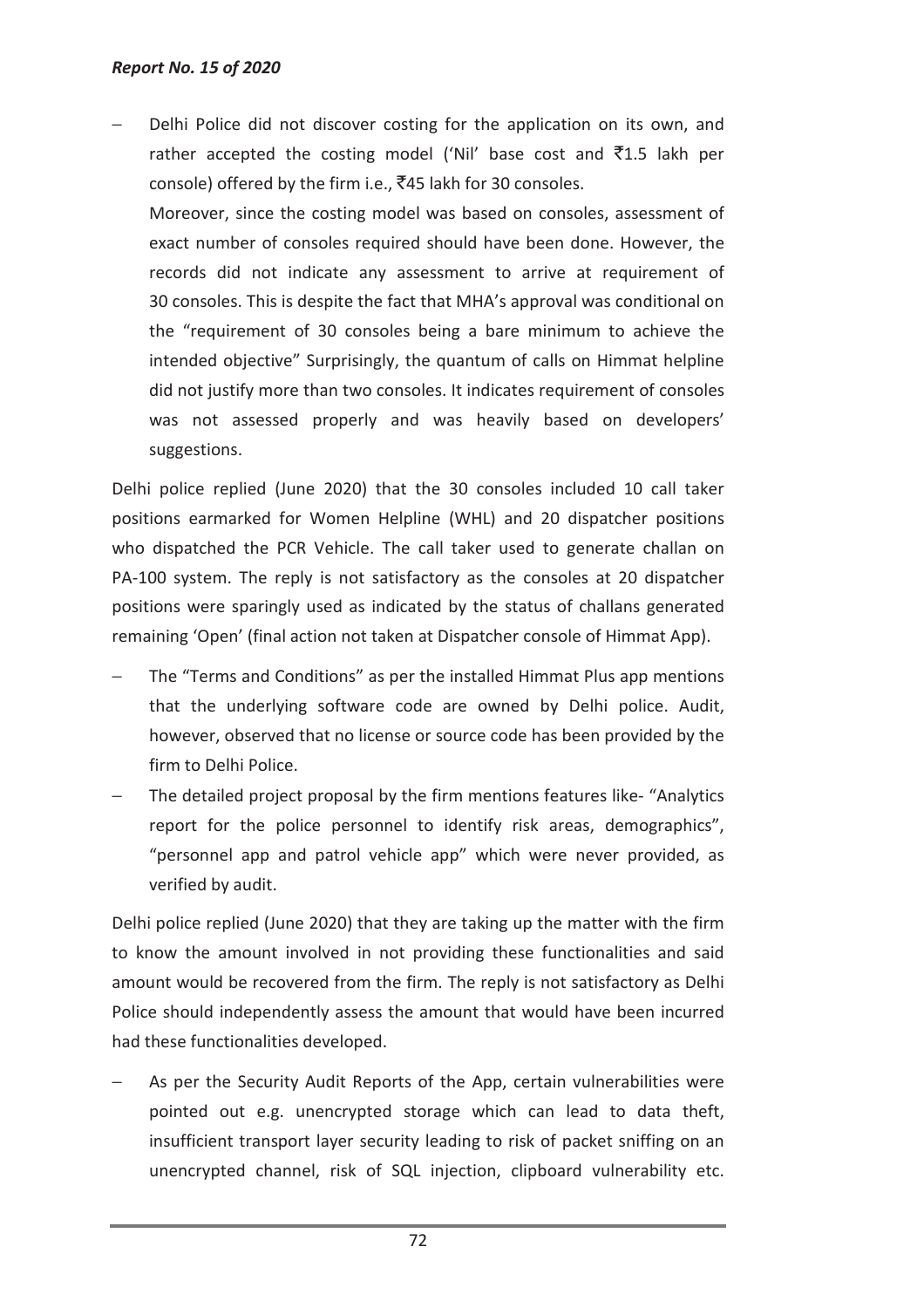- Delhi Police did not discover costing for the application on its own, and rather accepted the costing model ('Nil' base cost and ₹1.5 lakh per console) offered by the firm i.e., ₹45 lakh for 30 consoles.

  Moreover, since the costing model was based on consoles, assessment of exact number of consoles required should have been done. However, the records did not indicate any assessment to arrive at requirement of 30 consoles. This is despite the fact that MHA's approval was conditional on the "requirement of 30 consoles being a bare minimum to achieve the intended objective" Surprisingly, the quantum of calls on Himmat helpline did not justify more than two consoles. It indicates requirement of consoles was not assessed properly and was heavily based on developers' suggestions.

Delhi police replied (June 2020) that the 30 consoles included 10 call taker positions earmarked for Women Helpline (WHL) and 20 dispatcher positions who dispatched the PCR Vehicle. The call taker used to generate challan on PA-100 system. The reply is not satisfactory as the consoles at 20 dispatcher positions were sparingly used as indicated by the status of challans generated remaining 'Open' (final action not taken at Dispatcher console of Himmat App).

- The "Terms and Conditions" as per the installed Himmat Plus app mentions that the underlying software code are owned by Delhi police. Audit, however, observed that no license or source code has been provided by the firm to Delhi Police.
- The detailed project proposal by the firm mentions features like- "Analytics report for the police personnel to identify risk areas, demographics", "personnel app and patrol vehicle app" which were never provided, as verified by audit.

Delhi police replied (June 2020) that they are taking up the matter with the firm to know the amount involved in not providing these functionalities and said amount would be recovered from the firm. The reply is not satisfactory as Delhi Police should independently assess the amount that would have been incurred had these functionalities developed.

- As per the Security Audit Reports of the App, certain vulnerabilities were pointed out e.g. unencrypted storage which can lead to data theft, insufficient transport layer security leading to risk of packet sniffing on an unencrypted channel, risk of SQL injection, clipboard vulnerability etc.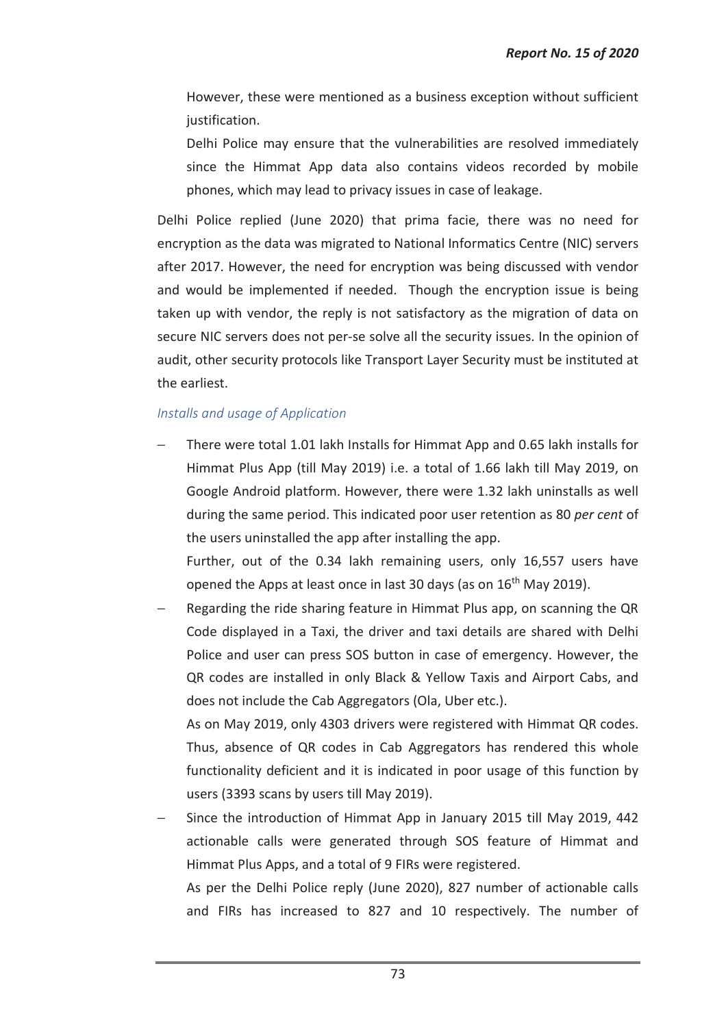However, these were mentioned as a business exception without sufficient justification.

Delhi Police may ensure that the vulnerabilities are resolved immediately since the Himmat App data also contains videos recorded by mobile phones, which may lead to privacy issues in case of leakage.

Delhi Police replied (June 2020) that prima facie, there was no need for encryption as the data was migrated to National Informatics Centre (NIC) servers after 2017. However, the need for encryption was being discussed with vendor and would be implemented if needed. Though the encryption issue is being taken up with vendor, the reply is not satisfactory as the migration of data on secure NIC servers does not per-se solve all the security issues. In the opinion of audit, other security protocols like Transport Layer Security must be instituted at the earliest.

*Installs and usage of Application*

- There were total 1.01 lakh Installs for Himmat App and 0.65 lakh installs for Himmat Plus App (till May 2019) i.e. a total of 1.66 lakh till May 2019, on Google Android platform. However, there were 1.32 lakh uninstalls as well during the same period. This indicated poor user retention as 80 *per cent* of the users uninstalled the app after installing the app.

  Further, out of the 0.34 lakh remaining users, only 16,557 users have opened the Apps at least once in last 30 days (as on 16th May 2019).

- Regarding the ride sharing feature in Himmat Plus app, on scanning the QR Code displayed in a Taxi, the driver and taxi details are shared with Delhi Police and user can press SOS button in case of emergency. However, the QR codes are installed in only Black & Yellow Taxis and Airport Cabs, and does not include the Cab Aggregators (Ola, Uber etc.).

  As on May 2019, only 4303 drivers were registered with Himmat QR codes. Thus, absence of QR codes in Cab Aggregators has rendered this whole functionality deficient and it is indicated in poor usage of this function by users (3393 scans by users till May 2019).

- Since the introduction of Himmat App in January 2015 till May 2019, 442 actionable calls were generated through SOS feature of Himmat and Himmat Plus Apps, and a total of 9 FIRs were registered.

  As per the Delhi Police reply (June 2020), 827 number of actionable calls and FIRs has increased to 827 and 10 respectively. The number of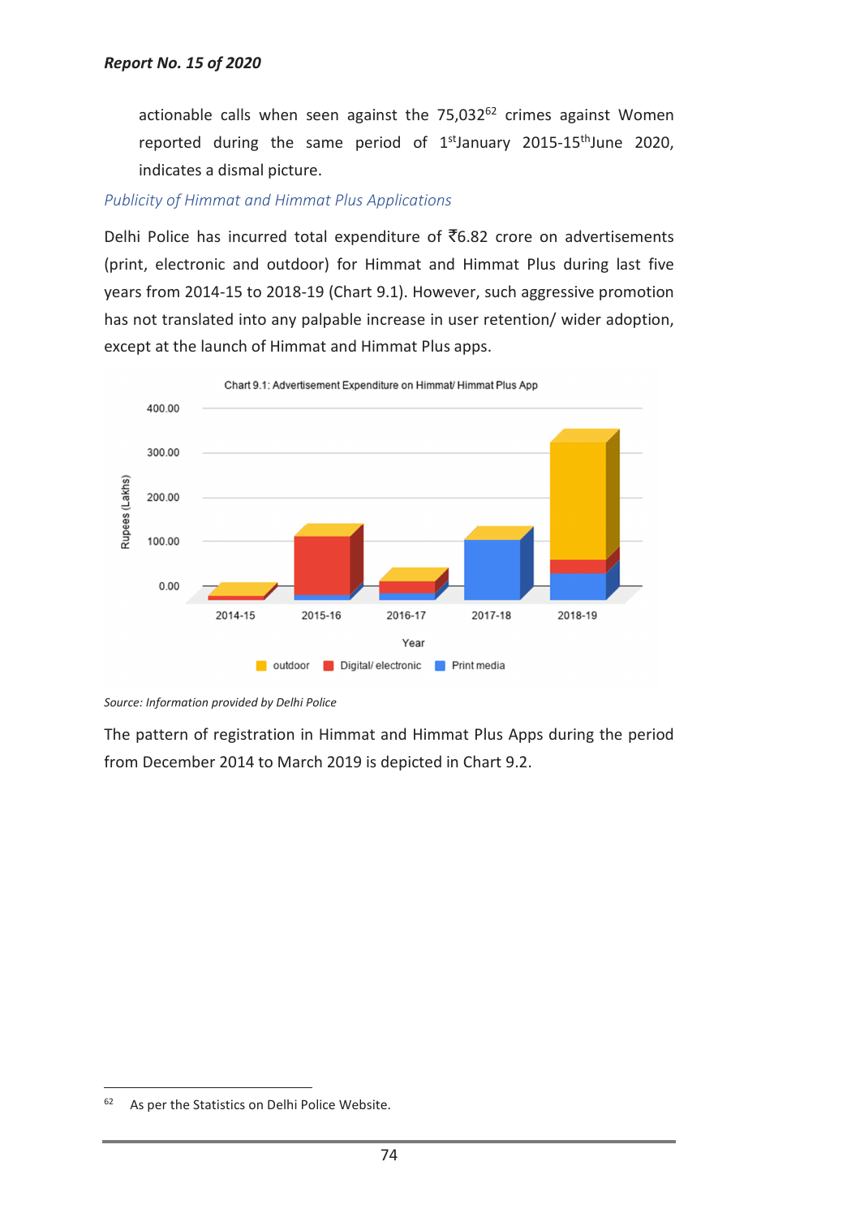actionable calls when seen against the 75,032[62] crimes against Women reported during the same period of 1[st]January 2015-15[th]June 2020, indicates a dismal picture.

*Publicity of Himmat and Himmat Plus Applications*

Delhi Police has incurred total expenditure of ₹6.82 crore on advertisements (print, electronic and outdoor) for Himmat and Himmat Plus during last five years from 2014-15 to 2018-19 (Chart 9.1). However, such aggressive promotion has not translated into any palpable increase in user retention/ wider adoption, except at the launch of Himmat and Himmat Plus apps.

Chart 9.1: Advertisement Expenditure on Himmat/ Himmat Plus App

*Source: Information provided by Delhi Police*

The pattern of registration in Himmat and Himmat Plus Apps during the period from December 2014 to March 2019 is depicted in Chart 9.2.

---

[62] As per the Statistics on Delhi Police Website.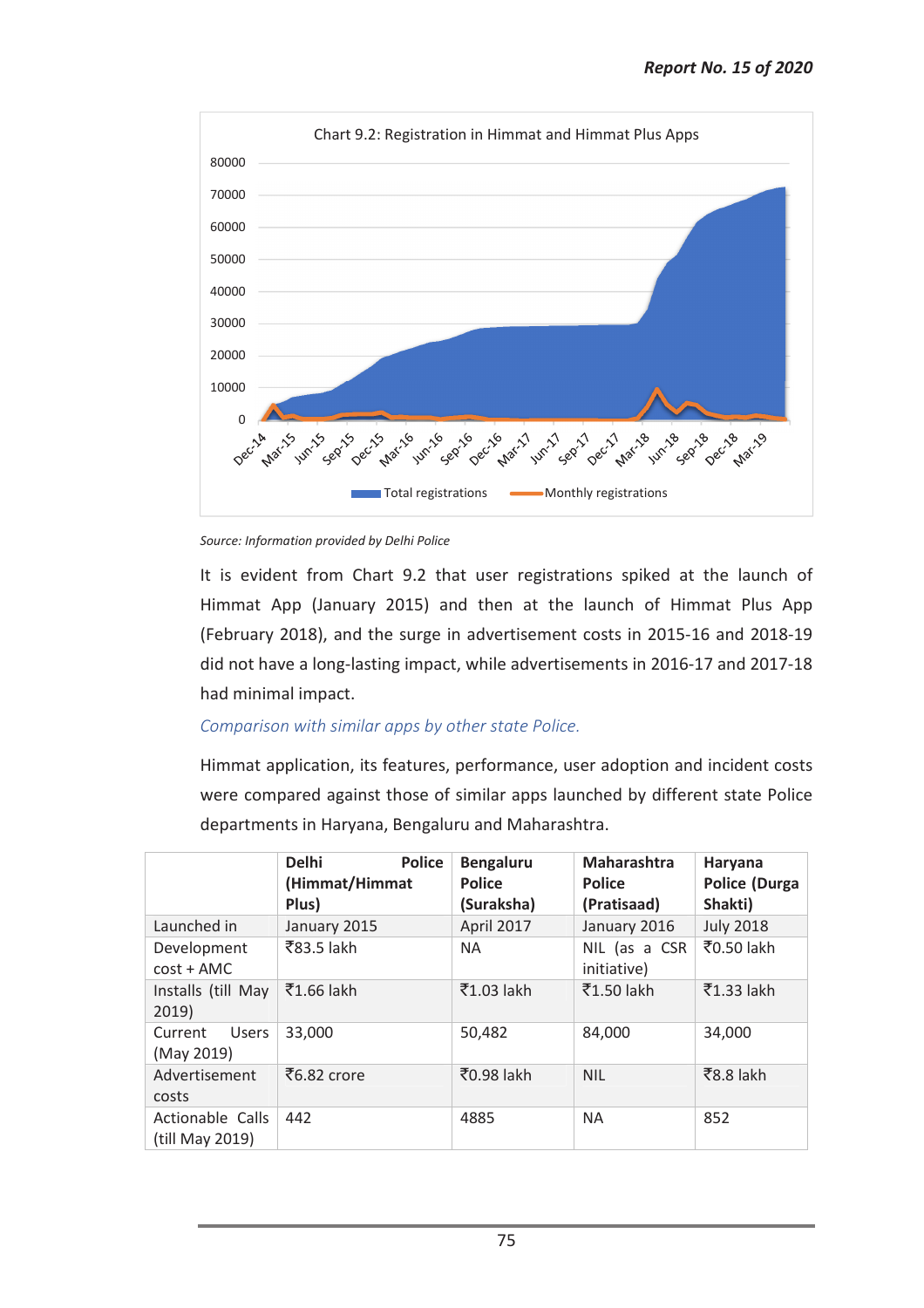Chart 9.2: Registration in Himmat and Himmat Plus Apps

*Source: Information provided by Delhi Police*

It is evident from Chart 9.2 that user registrations spiked at the launch of Himmat App (January 2015) and then at the launch of Himmat Plus App (February 2018), and the surge in advertisement costs in 2015-16 and 2018-19 did not have a long-lasting impact, while advertisements in 2016-17 and 2017-18 had minimal impact.

*Comparison with similar apps by other state Police.*

Himmat application, its features, performance, user adoption and incident costs were compared against those of similar apps launched by different state Police departments in Haryana, Bengaluru and Maharashtra.

| | **Delhi Police (Himmat/Himmat Plus)** | **Bengaluru Police (Suraksha)** | **Maharashtra Police (Pratisaad)** | **Haryana Police (Durga Shakti)** |
|---|---|---|---|---|
| Launched in | January 2015 | April 2017 | January 2016 | July 2018 |
| Development cost + AMC | ₹83.5 lakh | NA | NIL (as a CSR initiative) | ₹0.50 lakh |
| Installs (till May 2019) | ₹1.66 lakh | ₹1.03 lakh | ₹1.50 lakh | ₹1.33 lakh |
| Current Users (May 2019) | 33,000 | 50,482 | 84,000 | 34,000 |
| Advertisement costs | ₹6.82 crore | ₹0.98 lakh | NIL | ₹8.8 lakh |
| Actionable Calls (till May 2019) | 442 | 4885 | NA | 852 |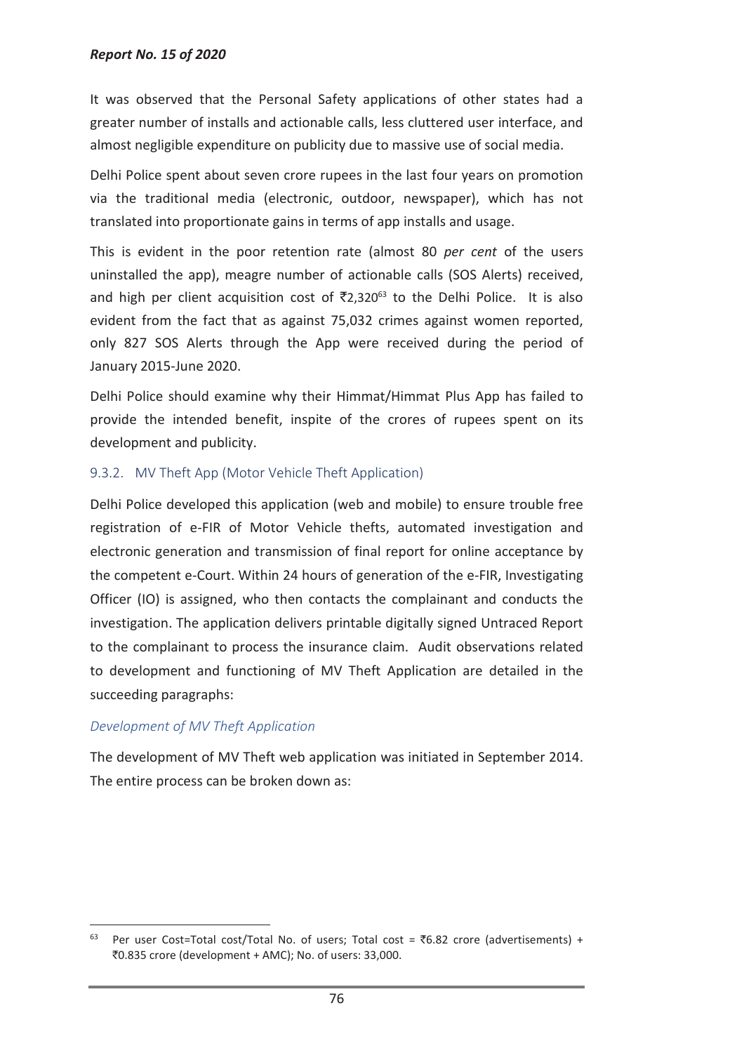It was observed that the Personal Safety applications of other states had a greater number of installs and actionable calls, less cluttered user interface, and almost negligible expenditure on publicity due to massive use of social media.

Delhi Police spent about seven crore rupees in the last four years on promotion via the traditional media (electronic, outdoor, newspaper), which has not translated into proportionate gains in terms of app installs and usage.

This is evident in the poor retention rate (almost 80 *per cent* of the users uninstalled the app), meagre number of actionable calls (SOS Alerts) received, and high per client acquisition cost of ₹2,320[63] to the Delhi Police. It is also evident from the fact that as against 75,032 crimes against women reported, only 827 SOS Alerts through the App were received during the period of January 2015-June 2020.

Delhi Police should examine why their Himmat/Himmat Plus App has failed to provide the intended benefit, inspite of the crores of rupees spent on its development and publicity.

### 9.3.2. MV Theft App (Motor Vehicle Theft Application)

Delhi Police developed this application (web and mobile) to ensure trouble free registration of e-FIR of Motor Vehicle thefts, automated investigation and electronic generation and transmission of final report for online acceptance by the competent e-Court. Within 24 hours of generation of the e-FIR, Investigating Officer (IO) is assigned, who then contacts the complainant and conducts the investigation. The application delivers printable digitally signed Untraced Report to the complainant to process the insurance claim. Audit observations related to development and functioning of MV Theft Application are detailed in the succeeding paragraphs:

#### *Development of MV Theft Application*

The development of MV Theft web application was initiated in September 2014. The entire process can be broken down as:

---

[63] Per user Cost=Total cost/Total No. of users; Total cost = ₹6.82 crore (advertisements) + ₹0.835 crore (development + AMC); No. of users: 33,000.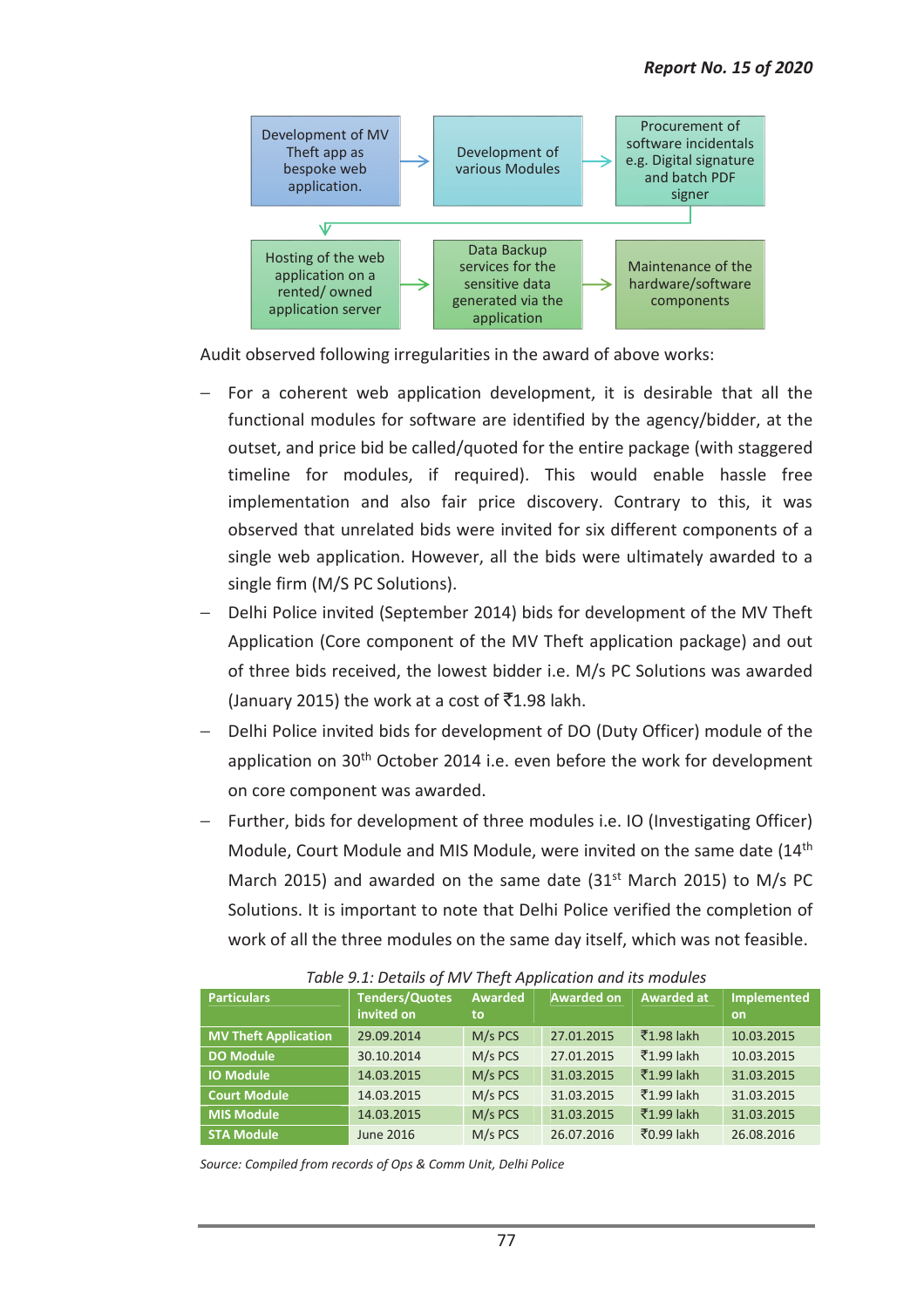Development of MV Theft app as bespoke web application. → Development of various Modules → Procurement of software incidentals e.g. Digital signature and batch PDF signer → Hosting of the web application on a rented/ owned application server → Data Backup services for the sensitive data generated via the application → Maintenance of the hardware/software components

Audit observed following irregularities in the award of above works:

- For a coherent web application development, it is desirable that all the functional modules for software are identified by the agency/bidder, at the outset, and price bid be called/quoted for the entire package (with staggered timeline for modules, if required). This would enable hassle free implementation and also fair price discovery. Contrary to this, it was observed that unrelated bids were invited for six different components of a single web application. However, all the bids were ultimately awarded to a single firm (M/S PC Solutions).
- Delhi Police invited (September 2014) bids for development of the MV Theft Application (Core component of the MV Theft application package) and out of three bids received, the lowest bidder i.e. M/s PC Solutions was awarded (January 2015) the work at a cost of ₹1.98 lakh.
- Delhi Police invited bids for development of DO (Duty Officer) module of the application on 30th October 2014 i.e. even before the work for development on core component was awarded.
- Further, bids for development of three modules i.e. IO (Investigating Officer) Module, Court Module and MIS Module, were invited on the same date (14th March 2015) and awarded on the same date (31st March 2015) to M/s PC Solutions. It is important to note that Delhi Police verified the completion of work of all the three modules on the same day itself, which was not feasible.

*Table 9.1: Details of MV Theft Application and its modules*

| Particulars | Tenders/Quotes invited on | Awarded to | Awarded on | Awarded at | Implemented on |
|---|---|---|---|---|---|
| MV Theft Application | 29.09.2014 | M/s PCS | 27.01.2015 | ₹1.98 lakh | 10.03.2015 |
| DO Module | 30.10.2014 | M/s PCS | 27.01.2015 | ₹1.99 lakh | 10.03.2015 |
| IO Module | 14.03.2015 | M/s PCS | 31.03.2015 | ₹1.99 lakh | 31.03.2015 |
| Court Module | 14.03.2015 | M/s PCS | 31.03.2015 | ₹1.99 lakh | 31.03.2015 |
| MIS Module | 14.03.2015 | M/s PCS | 31.03.2015 | ₹1.99 lakh | 31.03.2015 |
| STA Module | June 2016 | M/s PCS | 26.07.2016 | ₹0.99 lakh | 26.08.2016 |

*Source: Compiled from records of Ops & Comm Unit, Delhi Police*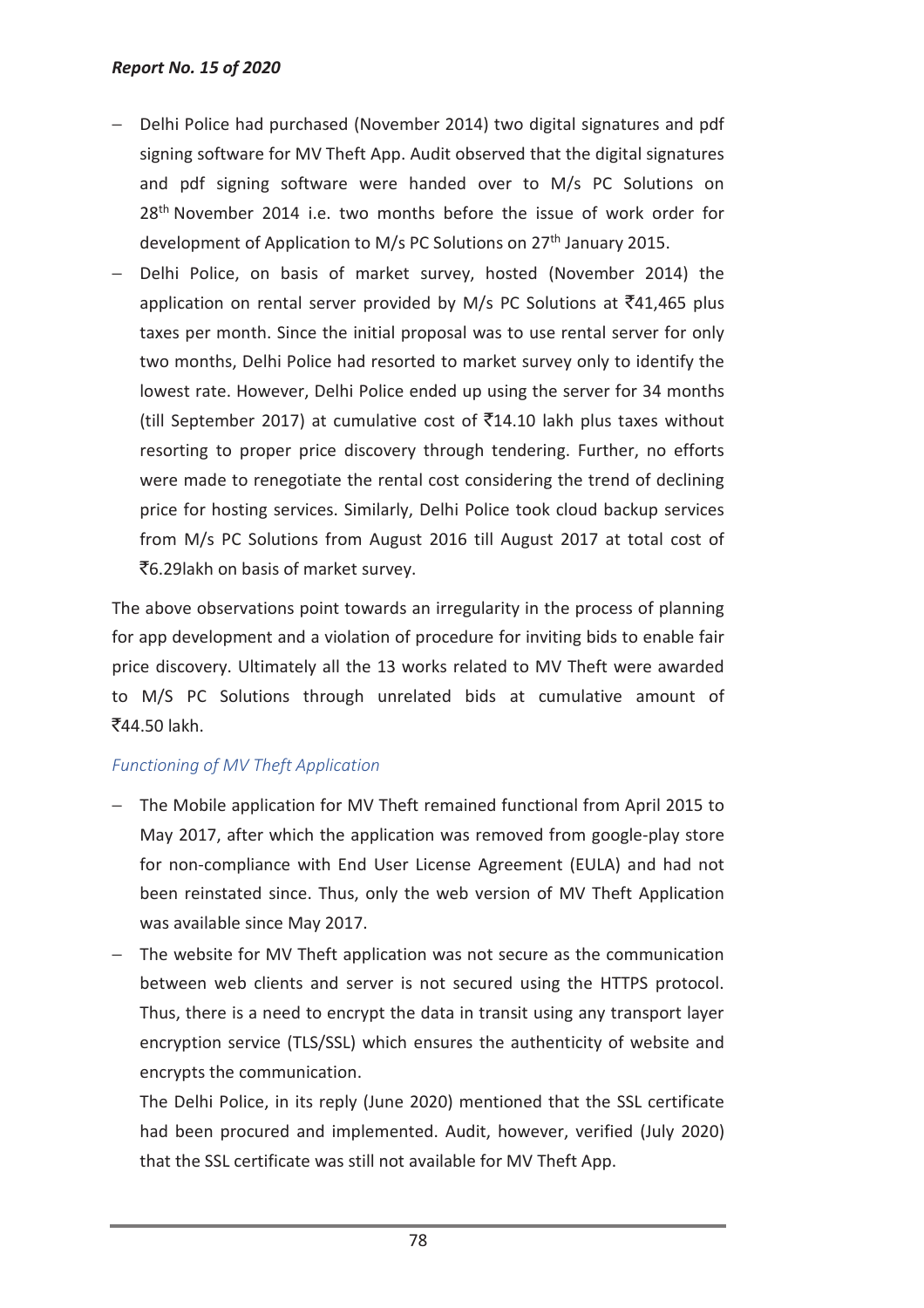- Delhi Police had purchased (November 2014) two digital signatures and pdf signing software for MV Theft App. Audit observed that the digital signatures and pdf signing software were handed over to M/s PC Solutions on 28th November 2014 i.e. two months before the issue of work order for development of Application to M/s PC Solutions on 27th January 2015.
- Delhi Police, on basis of market survey, hosted (November 2014) the application on rental server provided by M/s PC Solutions at ₹41,465 plus taxes per month. Since the initial proposal was to use rental server for only two months, Delhi Police had resorted to market survey only to identify the lowest rate. However, Delhi Police ended up using the server for 34 months (till September 2017) at cumulative cost of ₹14.10 lakh plus taxes without resorting to proper price discovery through tendering. Further, no efforts were made to renegotiate the rental cost considering the trend of declining price for hosting services. Similarly, Delhi Police took cloud backup services from M/s PC Solutions from August 2016 till August 2017 at total cost of ₹6.29lakh on basis of market survey.

The above observations point towards an irregularity in the process of planning for app development and a violation of procedure for inviting bids to enable fair price discovery. Ultimately all the 13 works related to MV Theft were awarded to M/S PC Solutions through unrelated bids at cumulative amount of ₹44.50 lakh.

*Functioning of MV Theft Application*

- The Mobile application for MV Theft remained functional from April 2015 to May 2017, after which the application was removed from google-play store for non-compliance with End User License Agreement (EULA) and had not been reinstated since. Thus, only the web version of MV Theft Application was available since May 2017.
- The website for MV Theft application was not secure as the communication between web clients and server is not secured using the HTTPS protocol. Thus, there is a need to encrypt the data in transit using any transport layer encryption service (TLS/SSL) which ensures the authenticity of website and encrypts the communication.

  The Delhi Police, in its reply (June 2020) mentioned that the SSL certificate had been procured and implemented. Audit, however, verified (July 2020) that the SSL certificate was still not available for MV Theft App.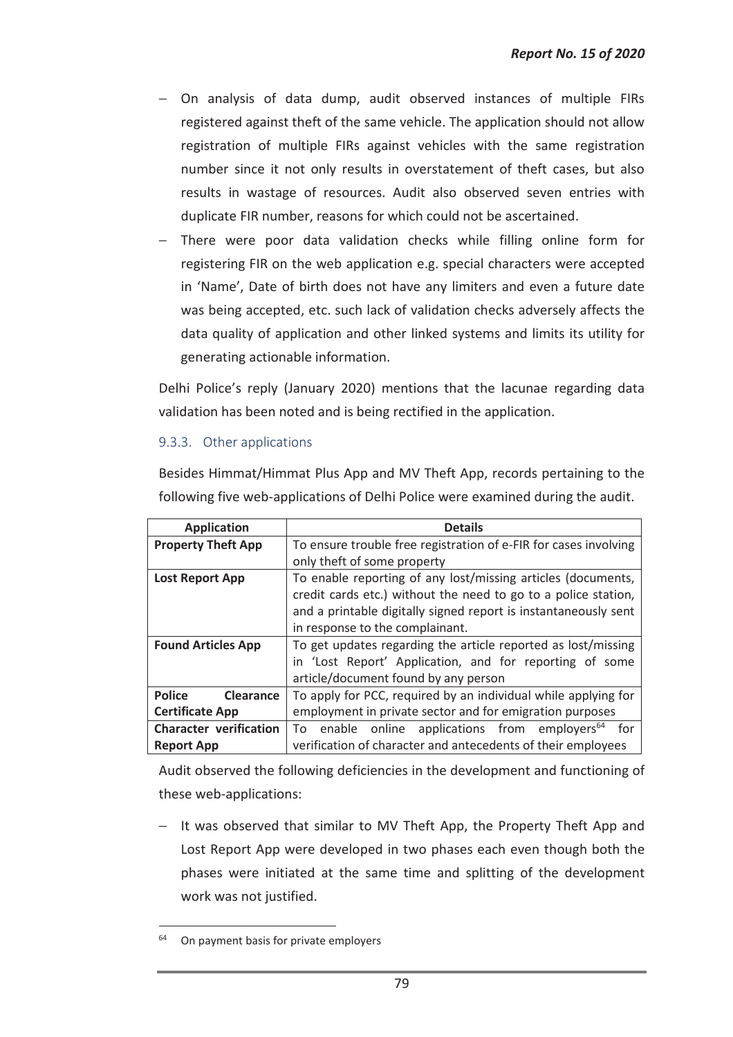- On analysis of data dump, audit observed instances of multiple FIRs registered against theft of the same vehicle. The application should not allow registration of multiple FIRs against vehicles with the same registration number since it not only results in overstatement of theft cases, but also results in wastage of resources. Audit also observed seven entries with duplicate FIR number, reasons for which could not be ascertained.
- There were poor data validation checks while filling online form for registering FIR on the web application e.g. special characters were accepted in 'Name', Date of birth does not have any limiters and even a future date was being accepted, etc. such lack of validation checks adversely affects the data quality of application and other linked systems and limits its utility for generating actionable information.

Delhi Police's reply (January 2020) mentions that the lacunae regarding data validation has been noted and is being rectified in the application.

### 9.3.3. Other applications

Besides Himmat/Himmat Plus App and MV Theft App, records pertaining to the following five web-applications of Delhi Police were examined during the audit.

| Application | Details |
|---|---|
| **Property Theft App** | To ensure trouble free registration of e-FIR for cases involving only theft of some property |
| **Lost Report App** | To enable reporting of any lost/missing articles (documents, credit cards etc.) without the need to go to a police station, and a printable digitally signed report is instantaneously sent in response to the complainant. |
| **Found Articles App** | To get updates regarding the article reported as lost/missing in 'Lost Report' Application, and for reporting of some article/document found by any person |
| **Police Clearance Certificate App** | To apply for PCC, required by an individual while applying for employment in private sector and for emigration purposes |
| **Character verification Report App** | To enable online applications from employers[64] for verification of character and antecedents of their employees |

Audit observed the following deficiencies in the development and functioning of these web-applications:

- It was observed that similar to MV Theft App, the Property Theft App and Lost Report App were developed in two phases each even though both the phases were initiated at the same time and splitting of the development work was not justified.

[64] On payment basis for private employers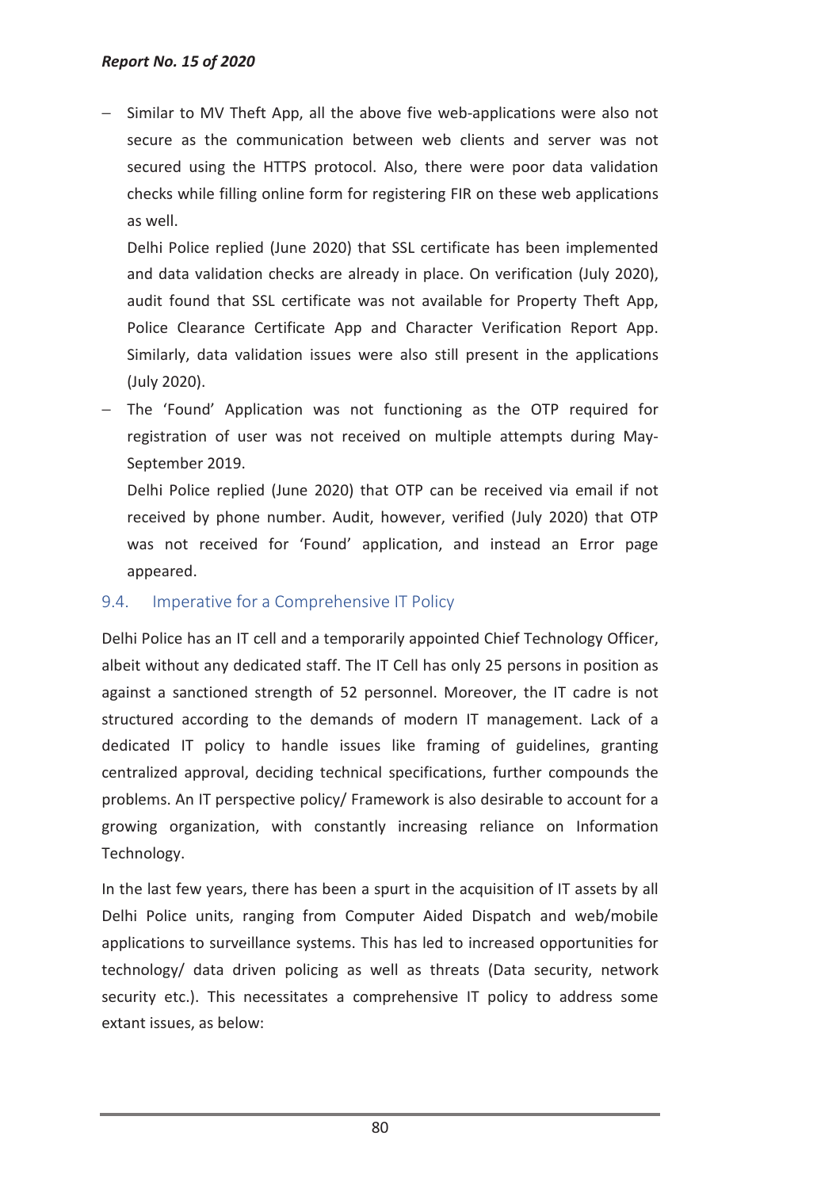- Similar to MV Theft App, all the above five web-applications were also not secure as the communication between web clients and server was not secured using the HTTPS protocol. Also, there were poor data validation checks while filling online form for registering FIR on these web applications as well.

  Delhi Police replied (June 2020) that SSL certificate has been implemented and data validation checks are already in place. On verification (July 2020), audit found that SSL certificate was not available for Property Theft App, Police Clearance Certificate App and Character Verification Report App. Similarly, data validation issues were also still present in the applications (July 2020).

- The 'Found' Application was not functioning as the OTP required for registration of user was not received on multiple attempts during May-September 2019.

  Delhi Police replied (June 2020) that OTP can be received via email if not received by phone number. Audit, however, verified (July 2020) that OTP was not received for 'Found' application, and instead an Error page appeared.

## 9.4. Imperative for a Comprehensive IT Policy

Delhi Police has an IT cell and a temporarily appointed Chief Technology Officer, albeit without any dedicated staff. The IT Cell has only 25 persons in position as against a sanctioned strength of 52 personnel. Moreover, the IT cadre is not structured according to the demands of modern IT management. Lack of a dedicated IT policy to handle issues like framing of guidelines, granting centralized approval, deciding technical specifications, further compounds the problems. An IT perspective policy/ Framework is also desirable to account for a growing organization, with constantly increasing reliance on Information Technology.

In the last few years, there has been a spurt in the acquisition of IT assets by all Delhi Police units, ranging from Computer Aided Dispatch and web/mobile applications to surveillance systems. This has led to increased opportunities for technology/ data driven policing as well as threats (Data security, network security etc.). This necessitates a comprehensive IT policy to address some extant issues, as below: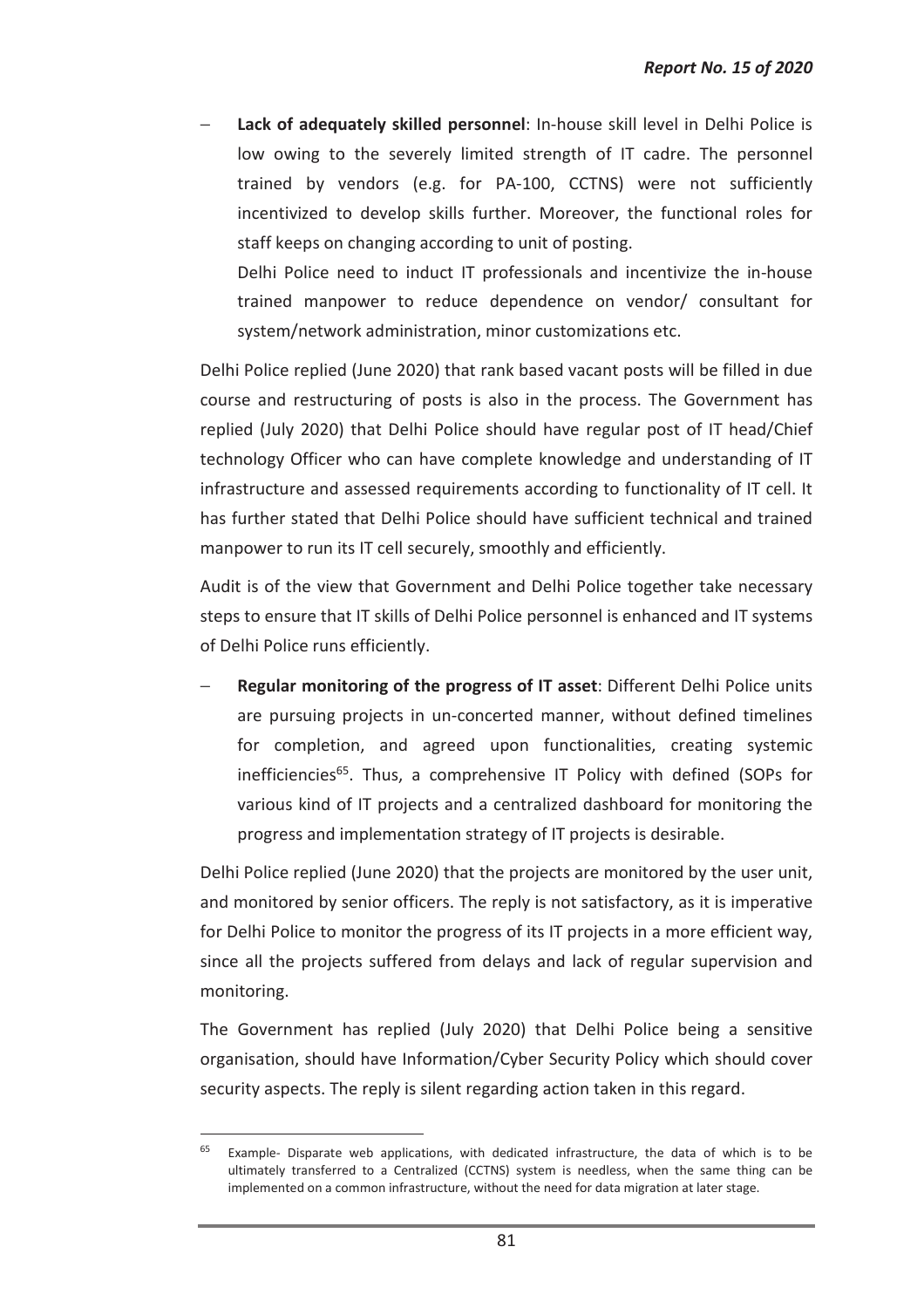- **Lack of adequately skilled personnel**: In-house skill level in Delhi Police is low owing to the severely limited strength of IT cadre. The personnel trained by vendors (e.g. for PA-100, CCTNS) were not sufficiently incentivized to develop skills further. Moreover, the functional roles for staff keeps on changing according to unit of posting.

  Delhi Police need to induct IT professionals and incentivize the in-house trained manpower to reduce dependence on vendor/ consultant for system/network administration, minor customizations etc.

Delhi Police replied (June 2020) that rank based vacant posts will be filled in due course and restructuring of posts is also in the process. The Government has replied (July 2020) that Delhi Police should have regular post of IT head/Chief technology Officer who can have complete knowledge and understanding of IT infrastructure and assessed requirements according to functionality of IT cell. It has further stated that Delhi Police should have sufficient technical and trained manpower to run its IT cell securely, smoothly and efficiently.

Audit is of the view that Government and Delhi Police together take necessary steps to ensure that IT skills of Delhi Police personnel is enhanced and IT systems of Delhi Police runs efficiently.

- **Regular monitoring of the progress of IT asset**: Different Delhi Police units are pursuing projects in un-concerted manner, without defined timelines for completion, and agreed upon functionalities, creating systemic inefficiencies[65]. Thus, a comprehensive IT Policy with defined (SOPs for various kind of IT projects and a centralized dashboard for monitoring the progress and implementation strategy of IT projects is desirable.

Delhi Police replied (June 2020) that the projects are monitored by the user unit, and monitored by senior officers. The reply is not satisfactory, as it is imperative for Delhi Police to monitor the progress of its IT projects in a more efficient way, since all the projects suffered from delays and lack of regular supervision and monitoring.

The Government has replied (July 2020) that Delhi Police being a sensitive organisation, should have Information/Cyber Security Policy which should cover security aspects. The reply is silent regarding action taken in this regard.

---

[65] Example- Disparate web applications, with dedicated infrastructure, the data of which is to be ultimately transferred to a Centralized (CCTNS) system is needless, when the same thing can be implemented on a common infrastructure, without the need for data migration at later stage.